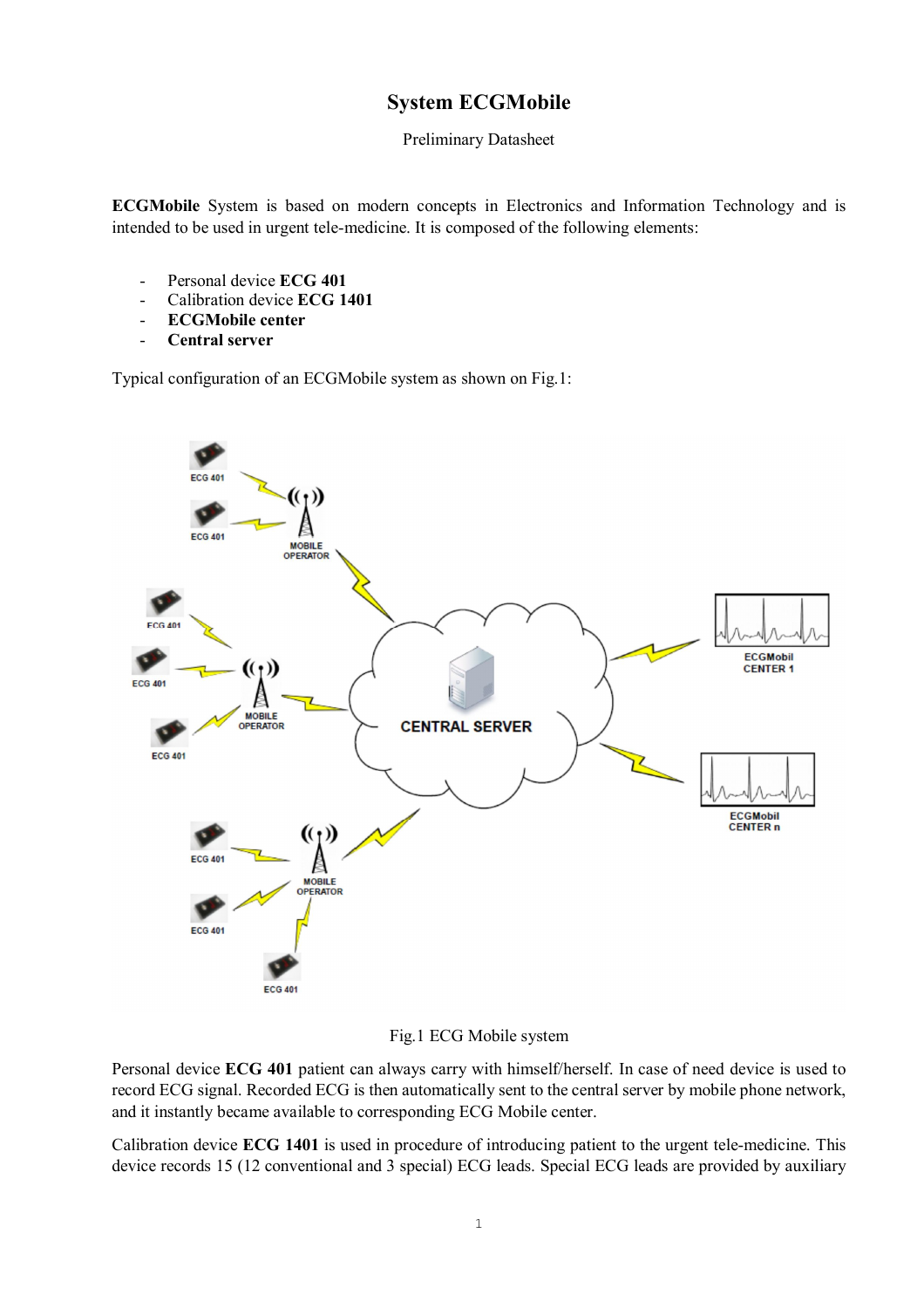# System ECGMobile

Preliminary Datasheet

**ECGMobile** System is based on modern concepts in Electronics and Information Technology and is intended to be used in urgent tele-medicine. It is composed of the following elements:

- Personal device **ECG 401**
- Calibration device **ECG 1401**
- **ECGMobile center**
- **Central server**

Typical configuration of an ECGMobile system as shown on Fig.1:

ECG 401
ECG 401
MOBILE OPERATOR
ECG 401
ECG 401
MOBILE OPERATOR
ECG 401
CENTRAL SERVER
ECGMobil CENTER 1
ECGMobil CENTER n
ECG 401
ECG 401
MOBILE OPERATOR
ECG 401

Fig.1 ECG Mobile system

Personal device **ECG 401** patient can always carry with himself/herself. In case of need device is used to record ECG signal. Recorded ECG is then automatically sent to the central server by mobile phone network, and it instantly became available to corresponding ECG Mobile center.

Calibration device **ECG 1401** is used in procedure of introducing patient to the urgent tele-medicine. This device records 15 (12 conventional and 3 special) ECG leads. Special ECG leads are provided by auxiliary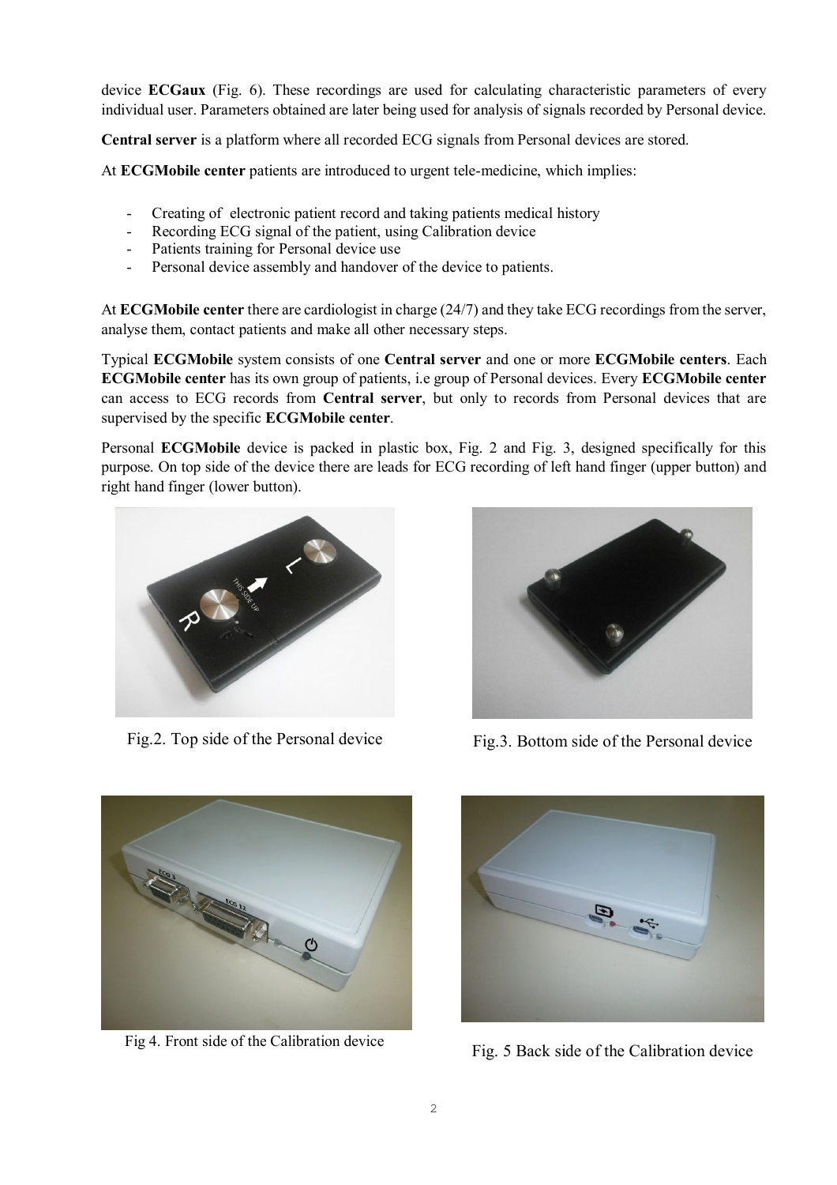device **ECGaux** (Fig. 6). These recordings are used for calculating characteristic parameters of every individual user. Parameters obtained are later being used for analysis of signals recorded by Personal device.

**Central server** is a platform where all recorded ECG signals from Personal devices are stored.

At **ECGMobile center** patients are introduced to urgent tele-medicine, which implies:

- Creating of electronic patient record and taking patients medical history
- Recording ECG signal of the patient, using Calibration device
- Patients training for Personal device use
- Personal device assembly and handover of the device to patients.

At **ECGMobile center** there are cardiologist in charge (24/7) and they take ECG recordings from the server, analyse them, contact patients and make all other necessary steps.

Typical **ECGMobile** system consists of one **Central server** and one or more **ECGMobile centers**. Each **ECGMobile center** has its own group of patients, i.e group of Personal devices. Every **ECGMobile center** can access to ECG records from **Central server**, but only to records from Personal devices that are supervised by the specific **ECGMobile center**.

Personal **ECGMobile** device is packed in plastic box, Fig. 2 and Fig. 3, designed specifically for this purpose. On top side of the device there are leads for ECG recording of left hand finger (upper button) and right hand finger (lower button).

Fig.2. Top side of the Personal device

Fig.3. Bottom side of the Personal device

Fig 4. Front side of the Calibration device

Fig. 5 Back side of the Calibration device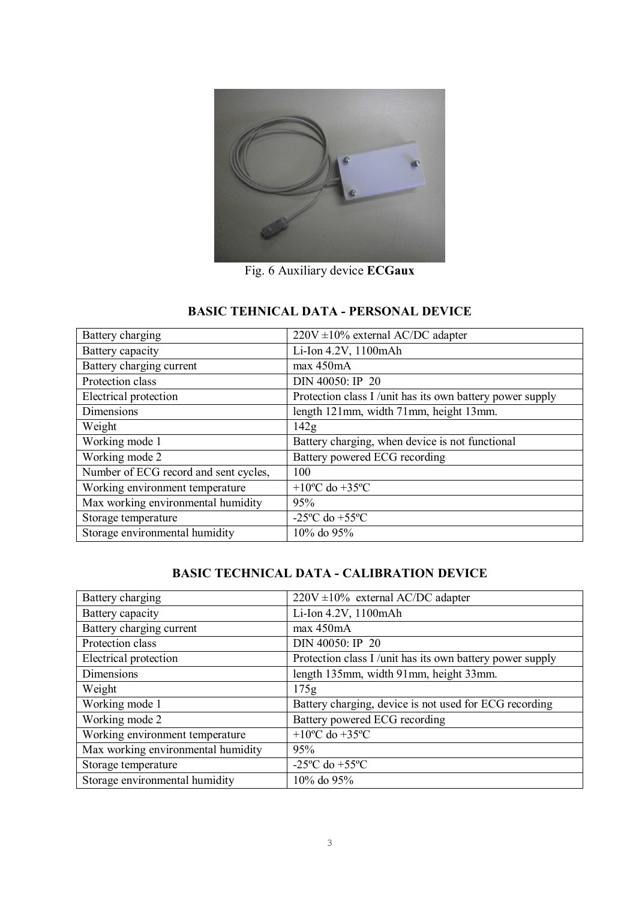Fig. 6 Auxiliary device **ECGaux**

## BASIC TEHNICAL DATA - PERSONAL DEVICE

| | |
|---|---|
| Battery charging | 220V ±10% external AC/DC adapter |
| Battery capacity | Li-Ion 4.2V, 1100mAh |
| Battery charging current | max 450mA |
| Protection class | DIN 40050: IP 20 |
| Electrical protection | Protection class I /unit has its own battery power supply |
| Dimensions | length 121mm, width 71mm, height 13mm. |
| Weight | 142g |
| Working mode 1 | Battery charging, when device is not functional |
| Working mode 2 | Battery powered ECG recording |
| Number of ECG record and sent cycles, | 100 |
| Working environment temperature | +10ºC do +35ºC |
| Max working environmental humidity | 95% |
| Storage temperature | -25ºC do +55ºC |
| Storage environmental humidity | 10% do 95% |

## BASIC TECHNICAL DATA - CALIBRATION DEVICE

| | |
|---|---|
| Battery charging | 220V ±10% external AC/DC adapter |
| Battery capacity | Li-Ion 4.2V, 1100mAh |
| Battery charging current | max 450mA |
| Protection class | DIN 40050: IP 20 |
| Electrical protection | Protection class I /unit has its own battery power supply |
| Dimensions | length 135mm, width 91mm, height 33mm. |
| Weight | 175g |
| Working mode 1 | Battery charging, device is not used for ECG recording |
| Working mode 2 | Battery powered ECG recording |
| Working environment temperature | +10ºC do +35ºC |
| Max working environmental humidity | 95% |
| Storage temperature | -25ºC do +55ºC |
| Storage environmental humidity | 10% do 95% |